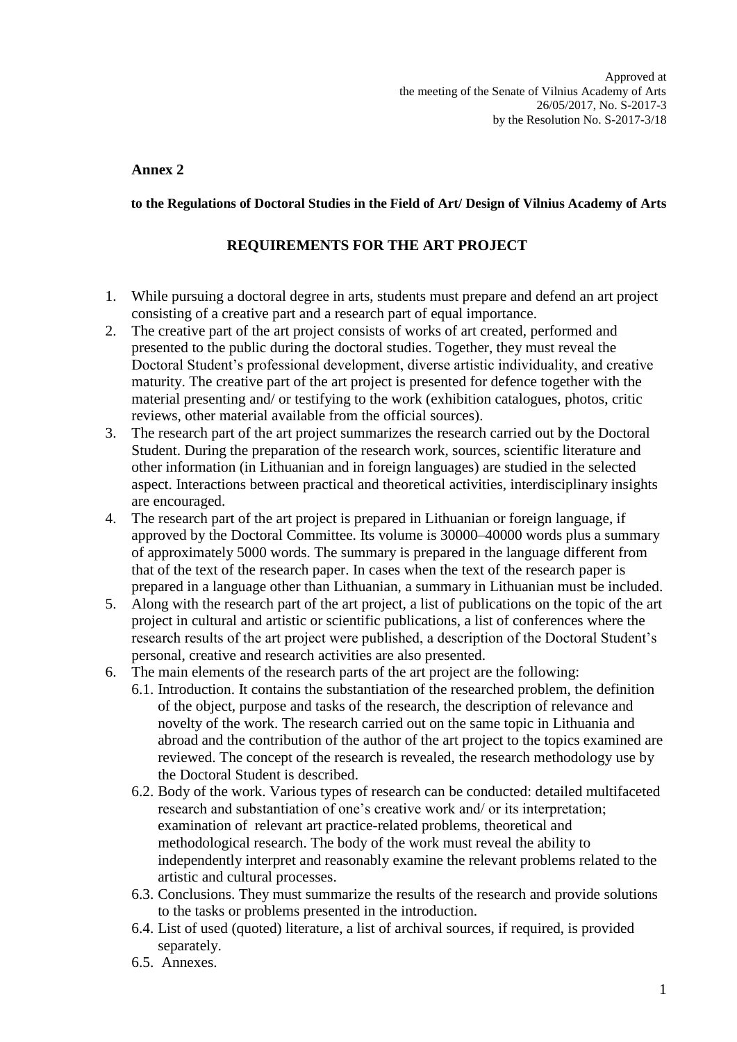Approved at
the meeting of the Senate of Vilnius Academy of Arts
26/05/2017, No. S-2017-3
by the Resolution No. S-2017-3/18

**Annex 2**

**to the Regulations of Doctoral Studies in the Field of Art/ Design of Vilnius Academy of Arts**

## REQUIREMENTS FOR THE ART PROJECT

1. While pursuing a doctoral degree in arts, students must prepare and defend an art project consisting of a creative part and a research part of equal importance.
2. The creative part of the art project consists of works of art created, performed and presented to the public during the doctoral studies. Together, they must reveal the Doctoral Student's professional development, diverse artistic individuality, and creative maturity. The creative part of the art project is presented for defence together with the material presenting and/ or testifying to the work (exhibition catalogues, photos, critic reviews, other material available from the official sources).
3. The research part of the art project summarizes the research carried out by the Doctoral Student. During the preparation of the research work, sources, scientific literature and other information (in Lithuanian and in foreign languages) are studied in the selected aspect. Interactions between practical and theoretical activities, interdisciplinary insights are encouraged.
4. The research part of the art project is prepared in Lithuanian or foreign language, if approved by the Doctoral Committee. Its volume is 30000–40000 words plus a summary of approximately 5000 words. The summary is prepared in the language different from that of the text of the research paper. In cases when the text of the research paper is prepared in a language other than Lithuanian, a summary in Lithuanian must be included.
5. Along with the research part of the art project, a list of publications on the topic of the art project in cultural and artistic or scientific publications, a list of conferences where the research results of the art project were published, a description of the Doctoral Student's personal, creative and research activities are also presented.
6. The main elements of the research parts of the art project are the following:
   6.1. Introduction. It contains the substantiation of the researched problem, the definition of the object, purpose and tasks of the research, the description of relevance and novelty of the work. The research carried out on the same topic in Lithuania and abroad and the contribution of the author of the art project to the topics examined are reviewed. The concept of the research is revealed, the research methodology use by the Doctoral Student is described.
   6.2. Body of the work. Various types of research can be conducted: detailed multifaceted research and substantiation of one's creative work and/ or its interpretation; examination of relevant art practice-related problems, theoretical and methodological research. The body of the work must reveal the ability to independently interpret and reasonably examine the relevant problems related to the artistic and cultural processes.
   6.3. Conclusions. They must summarize the results of the research and provide solutions to the tasks or problems presented in the introduction.
   6.4. List of used (quoted) literature, a list of archival sources, if required, is provided separately.
   6.5. Annexes.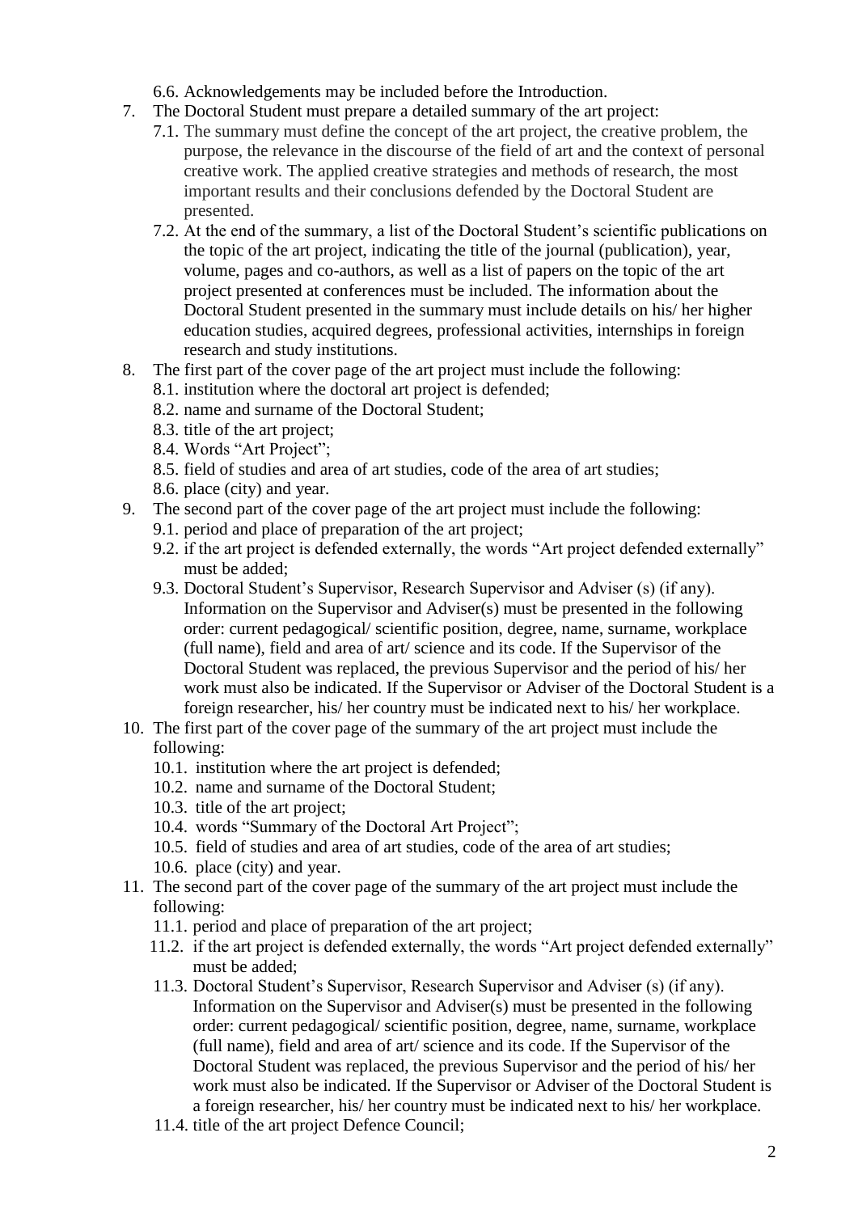6.6. Acknowledgements may be included before the Introduction.

7. The Doctoral Student must prepare a detailed summary of the art project:
   7.1. The summary must define the concept of the art project, the creative problem, the purpose, the relevance in the discourse of the field of art and the context of personal creative work. The applied creative strategies and methods of research, the most important results and their conclusions defended by the Doctoral Student are presented.
   7.2. At the end of the summary, a list of the Doctoral Student's scientific publications on the topic of the art project, indicating the title of the journal (publication), year, volume, pages and co-authors, as well as a list of papers on the topic of the art project presented at conferences must be included. The information about the Doctoral Student presented in the summary must include details on his/ her higher education studies, acquired degrees, professional activities, internships in foreign research and study institutions.
8. The first part of the cover page of the art project must include the following:
   8.1. institution where the doctoral art project is defended;
   8.2. name and surname of the Doctoral Student;
   8.3. title of the art project;
   8.4. Words "Art Project";
   8.5. field of studies and area of art studies, code of the area of art studies;
   8.6. place (city) and year.
9. The second part of the cover page of the art project must include the following:
   9.1. period and place of preparation of the art project;
   9.2. if the art project is defended externally, the words "Art project defended externally" must be added;
   9.3. Doctoral Student's Supervisor, Research Supervisor and Adviser (s) (if any). Information on the Supervisor and Adviser(s) must be presented in the following order: current pedagogical/ scientific position, degree, name, surname, workplace (full name), field and area of art/ science and its code. If the Supervisor of the Doctoral Student was replaced, the previous Supervisor and the period of his/ her work must also be indicated. If the Supervisor or Adviser of the Doctoral Student is a foreign researcher, his/ her country must be indicated next to his/ her workplace.
10. The first part of the cover page of the summary of the art project must include the following:
    10.1. institution where the art project is defended;
    10.2. name and surname of the Doctoral Student;
    10.3. title of the art project;
    10.4. words "Summary of the Doctoral Art Project";
    10.5. field of studies and area of art studies, code of the area of art studies;
    10.6. place (city) and year.
11. The second part of the cover page of the summary of the art project must include the following:
    11.1. period and place of preparation of the art project;
    11.2. if the art project is defended externally, the words "Art project defended externally" must be added;
    11.3. Doctoral Student's Supervisor, Research Supervisor and Adviser (s) (if any). Information on the Supervisor and Adviser(s) must be presented in the following order: current pedagogical/ scientific position, degree, name, surname, workplace (full name), field and area of art/ science and its code. If the Supervisor of the Doctoral Student was replaced, the previous Supervisor and the period of his/ her work must also be indicated. If the Supervisor or Adviser of the Doctoral Student is a foreign researcher, his/ her country must be indicated next to his/ her workplace.
    11.4. title of the art project Defence Council;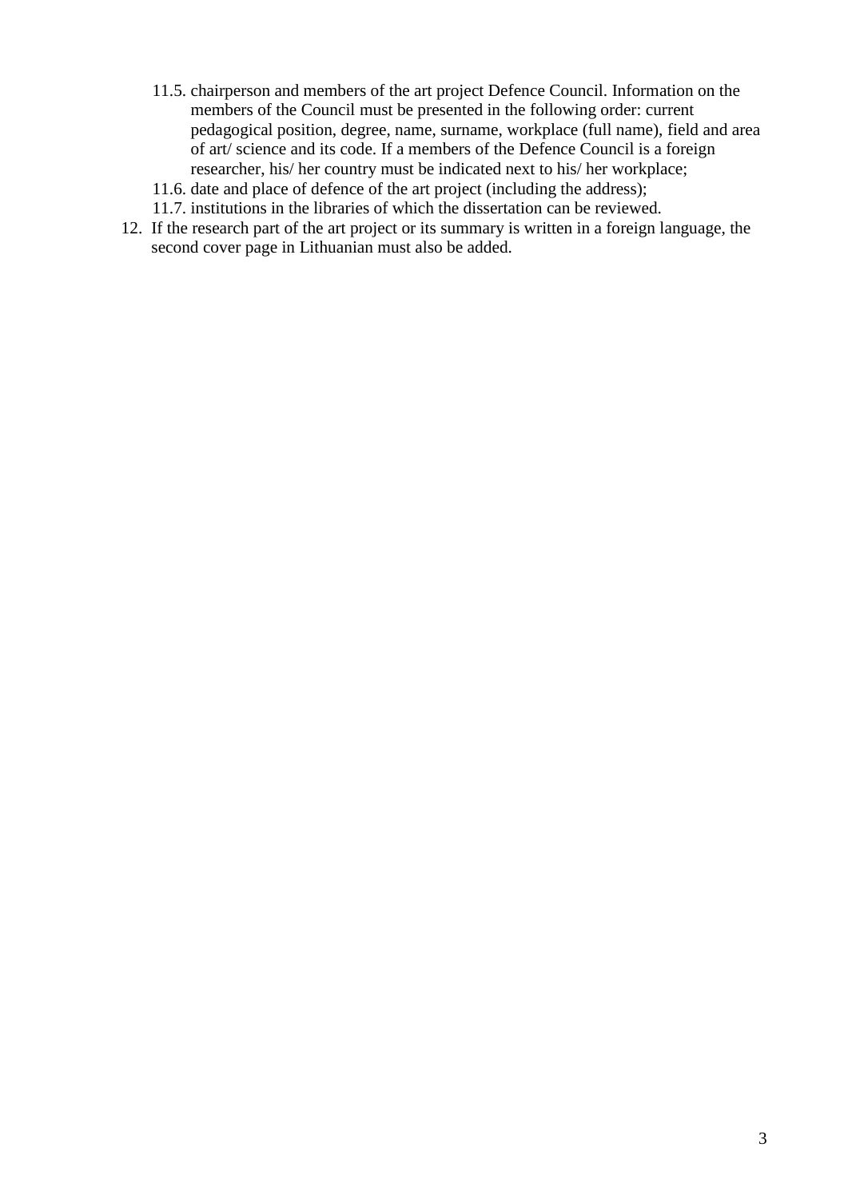11.5. chairperson and members of the art project Defence Council. Information on the members of the Council must be presented in the following order: current pedagogical position, degree, name, surname, workplace (full name), field and area of art/ science and its code. If a members of the Defence Council is a foreign researcher, his/ her country must be indicated next to his/ her workplace;

11.6. date and place of defence of the art project (including the address);

11.7. institutions in the libraries of which the dissertation can be reviewed.

12. If the research part of the art project or its summary is written in a foreign language, the second cover page in Lithuanian must also be added.